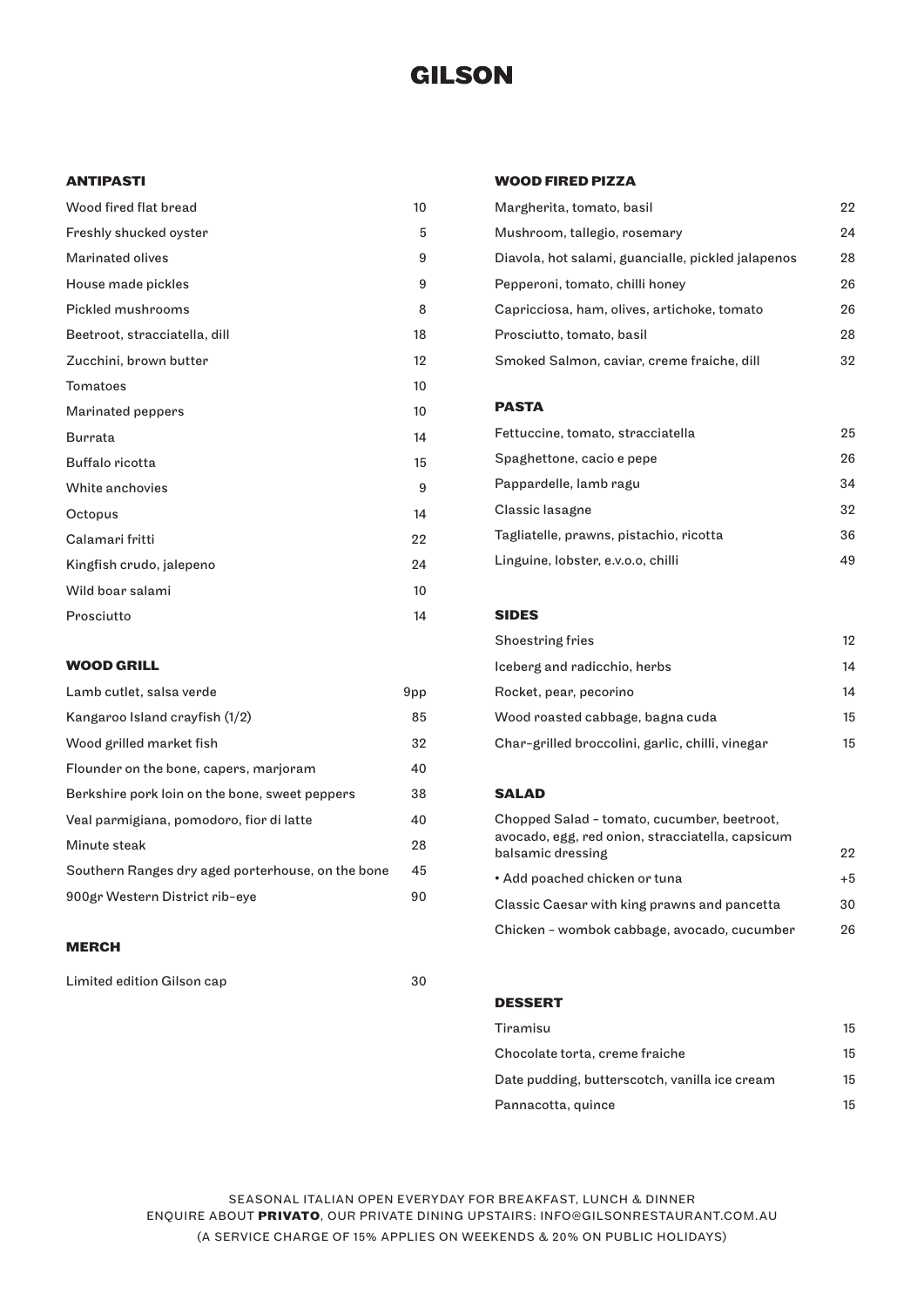# GILSON

## ANTIPASTI

| Item | Price |
|---|---|
| Wood fired flat bread | 10 |
| Freshly shucked oyster | 5 |
| Marinated olives | 9 |
| House made pickles | 9 |
| Pickled mushrooms | 8 |
| Beetroot, stracciatella, dill | 18 |
| Zucchini, brown butter | 12 |
| Tomatoes | 10 |
| Marinated peppers | 10 |
| Burrata | 14 |
| Buffalo ricotta | 15 |
| White anchovies | 9 |
| Octopus | 14 |
| Calamari fritti | 22 |
| Kingfish crudo, jalepeno | 24 |
| Wild boar salami | 10 |
| Prosciutto | 14 |

## WOOD GRILL

| Item | Price |
|---|---|
| Lamb cutlet, salsa verde | 9pp |
| Kangaroo Island crayfish (1/2) | 85 |
| Wood grilled market fish | 32 |
| Flounder on the bone, capers, marjoram | 40 |
| Berkshire pork loin on the bone, sweet peppers | 38 |
| Veal parmigiana, pomodoro, fior di latte | 40 |
| Minute steak | 28 |
| Southern Ranges dry aged porterhouse, on the bone | 45 |
| 900gr Western District rib-eye | 90 |

## MERCH

| Item | Price |
|---|---|
| Limited edition Gilson cap | 30 |

## WOOD FIRED PIZZA

| Item | Price |
|---|---|
| Margherita, tomato, basil | 22 |
| Mushroom, tallegio, rosemary | 24 |
| Diavola, hot salami, guancialle, pickled jalapenos | 28 |
| Pepperoni, tomato, chilli honey | 26 |
| Capricciosa, ham, olives, artichoke, tomato | 26 |
| Prosciutto, tomato, basil | 28 |
| Smoked Salmon, caviar, creme fraiche, dill | 32 |

## PASTA

| Item | Price |
|---|---|
| Fettuccine, tomato, stracciatella | 25 |
| Spaghettone, cacio e pepe | 26 |
| Pappardelle, lamb ragu | 34 |
| Classic lasagne | 32 |
| Tagliatelle, prawns, pistachio, ricotta | 36 |
| Linguine, lobster, e.v.o.o, chilli | 49 |

## SIDES

| Item | Price |
|---|---|
| Shoestring fries | 12 |
| Iceberg and radicchio, herbs | 14 |
| Rocket, pear, pecorino | 14 |
| Wood roasted cabbage, bagna cuda | 15 |
| Char-grilled broccolini, garlic, chilli, vinegar | 15 |

## SALAD

| Item | Price |
|---|---|
| Chopped Salad - tomato, cucumber, beetroot, avocado, egg, red onion, stracciatella, capsicum balsamic dressing | 22 |
| • Add poached chicken or tuna | +5 |
| Classic Caesar with king prawns and pancetta | 30 |
| Chicken - wombok cabbage, avocado, cucumber | 26 |

## DESSERT

| Item | Price |
|---|---|
| Tiramisu | 15 |
| Chocolate torta, creme fraiche | 15 |
| Date pudding, butterscotch, vanilla ice cream | 15 |
| Pannacotta, quince | 15 |

SEASONAL ITALIAN OPEN EVERYDAY FOR BREAKFAST, LUNCH & DINNER
ENQUIRE ABOUT **PRIVATO**, OUR PRIVATE DINING UPSTAIRS: INFO@GILSONRESTAURANT.COM.AU
(A SERVICE CHARGE OF 15% APPLIES ON WEEKENDS & 20% ON PUBLIC HOLIDAYS)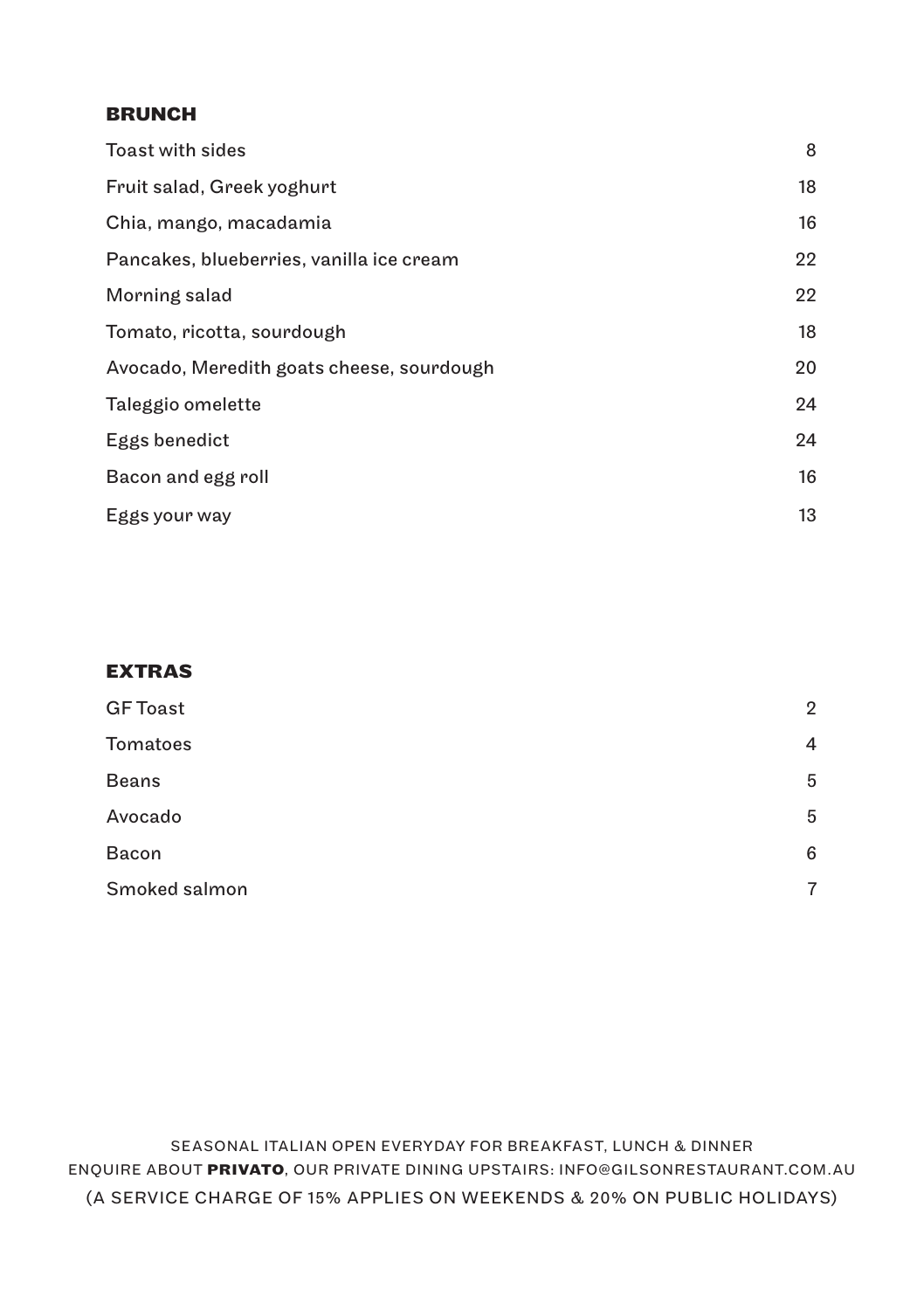## BRUNCH

| Item | Price |
|---|---|
| Toast with sides | 8 |
| Fruit salad, Greek yoghurt | 18 |
| Chia, mango, macadamia | 16 |
| Pancakes, blueberries, vanilla ice cream | 22 |
| Morning salad | 22 |
| Tomato, ricotta, sourdough | 18 |
| Avocado, Meredith goats cheese, sourdough | 20 |
| Taleggio omelette | 24 |
| Eggs benedict | 24 |
| Bacon and egg roll | 16 |
| Eggs your way | 13 |

## EXTRAS

| Item | Price |
|---|---|
| GF Toast | 2 |
| Tomatoes | 4 |
| Beans | 5 |
| Avocado | 5 |
| Bacon | 6 |
| Smoked salmon | 7 |

SEASONAL ITALIAN OPEN EVERYDAY FOR BREAKFAST, LUNCH & DINNER
ENQUIRE ABOUT **PRIVATO**, OUR PRIVATE DINING UPSTAIRS: INFO@GILSONRESTAURANT.COM.AU
(A SERVICE CHARGE OF 15% APPLIES ON WEEKENDS & 20% ON PUBLIC HOLIDAYS)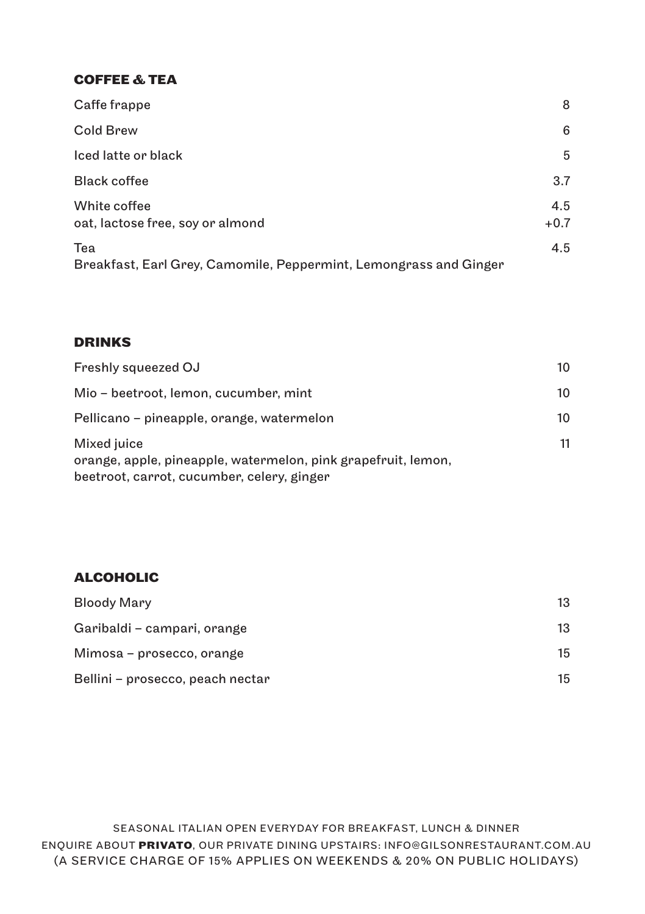## COFFEE & TEA

| | |
|---|---|
| Caffe frappe | 8 |
| Cold Brew | 6 |
| Iced latte or black | 5 |
| Black coffee | 3.7 |
| White coffee<br>oat, lactose free, soy or almond | 4.5<br>+0.7 |
| Tea<br>Breakfast, Earl Grey, Camomile, Peppermint, Lemongrass and Ginger | 4.5 |

## DRINKS

| | |
|---|---|
| Freshly squeezed OJ | 10 |
| Mio – beetroot, lemon, cucumber, mint | 10 |
| Pellicano – pineapple, orange, watermelon | 10 |
| Mixed juice<br>orange, apple, pineapple, watermelon, pink grapefruit, lemon, beetroot, carrot, cucumber, celery, ginger | 11 |

## ALCOHOLIC

| | |
|---|---|
| Bloody Mary | 13 |
| Garibaldi – campari, orange | 13 |
| Mimosa – prosecco, orange | 15 |
| Bellini – prosecco, peach nectar | 15 |

SEASONAL ITALIAN OPEN EVERYDAY FOR BREAKFAST, LUNCH & DINNER
ENQUIRE ABOUT **PRIVATO**, OUR PRIVATE DINING UPSTAIRS: INFO@GILSONRESTAURANT.COM.AU
(A SERVICE CHARGE OF 15% APPLIES ON WEEKENDS & 20% ON PUBLIC HOLIDAYS)